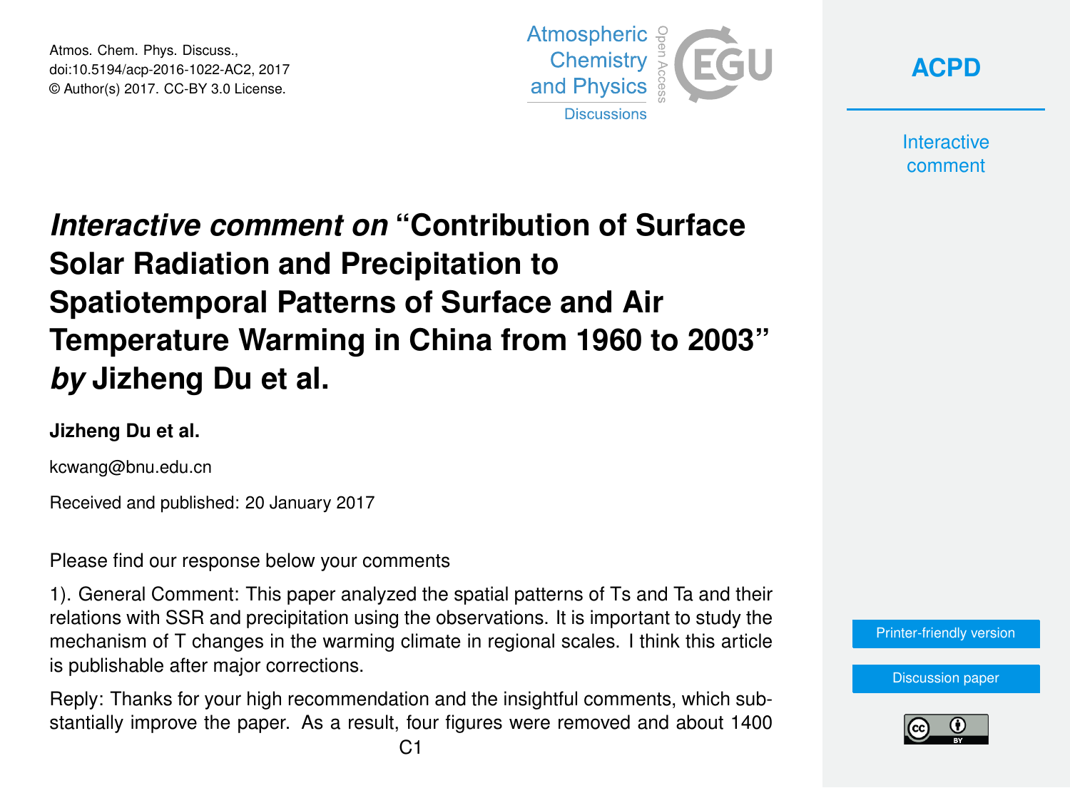# *Interactive comment on* "Contribution of Surface Solar Radiation and Precipitation to Spatiotemporal Patterns of Surface and Air Temperature Warming in China from 1960 to 2003" *by* Jizheng Du et al.

**Jizheng Du et al.**

kcwang@bnu.edu.cn

Received and published: 20 January 2017

Please find our response below your comments

1). General Comment: This paper analyzed the spatial patterns of Ts and Ta and their relations with SSR and precipitation using the observations. It is important to study the mechanism of T changes in the warming climate in regional scales. I think this article is publishable after major corrections.

Reply: Thanks for your high recommendation and the insightful comments, which substantially improve the paper. As a result, four figures were removed and about 1400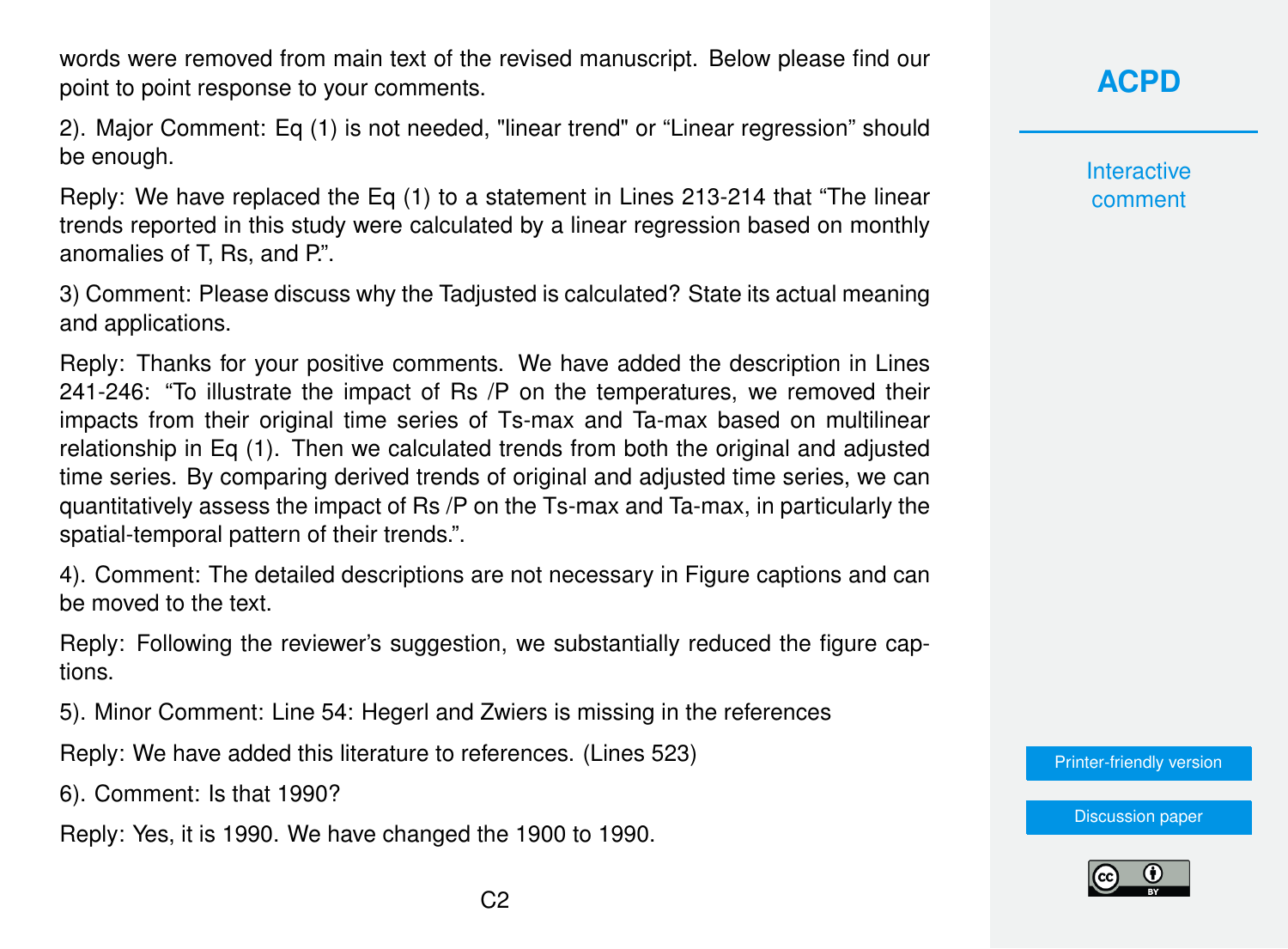words were removed from main text of the revised manuscript. Below please find our point to point response to your comments.

2). Major Comment: Eq (1) is not needed, "linear trend" or “Linear regression” should be enough.

Reply: We have replaced the Eq (1) to a statement in Lines 213-214 that “The linear trends reported in this study were calculated by a linear regression based on monthly anomalies of T, Rs, and P.”.

3) Comment: Please discuss why the Tadjusted is calculated? State its actual meaning and applications.

Reply: Thanks for your positive comments. We have added the description in Lines 241-246: “To illustrate the impact of Rs /P on the temperatures, we removed their impacts from their original time series of Ts-max and Ta-max based on multilinear relationship in Eq (1). Then we calculated trends from both the original and adjusted time series. By comparing derived trends of original and adjusted time series, we can quantitatively assess the impact of Rs /P on the Ts-max and Ta-max, in particularly the spatial-temporal pattern of their trends.”.

4). Comment: The detailed descriptions are not necessary in Figure captions and can be moved to the text.

Reply: Following the reviewer’s suggestion, we substantially reduced the figure captions.

5). Minor Comment: Line 54: Hegerl and Zwiers is missing in the references

Reply: We have added this literature to references. (Lines 523)

6). Comment: Is that 1990?

Reply: Yes, it is 1990. We have changed the 1900 to 1990.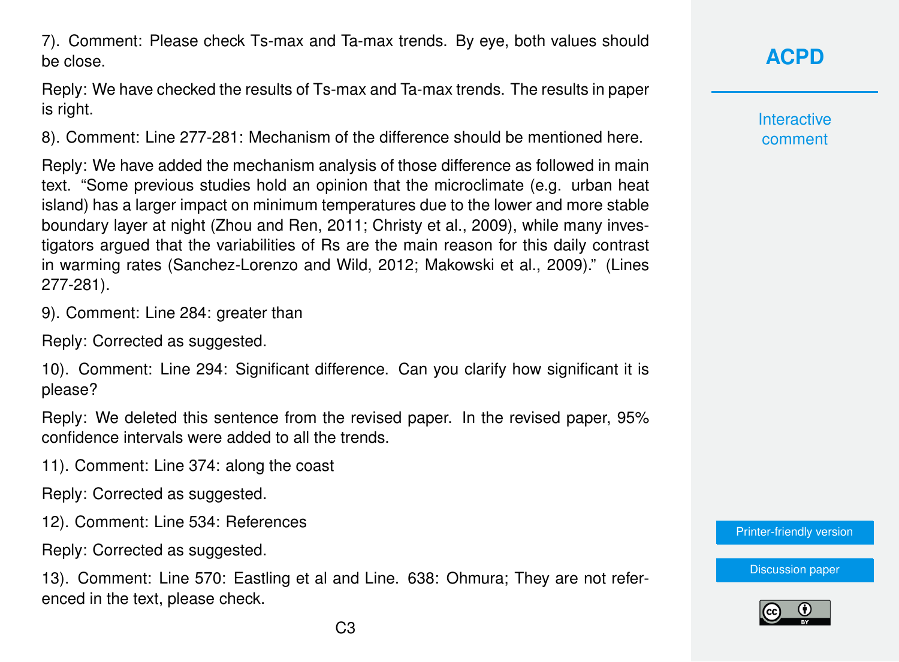7). Comment: Please check Ts-max and Ta-max trends. By eye, both values should be close.

Reply: We have checked the results of Ts-max and Ta-max trends. The results in paper is right.

8). Comment: Line 277-281: Mechanism of the difference should be mentioned here.

Reply: We have added the mechanism analysis of those difference as followed in main text. "Some previous studies hold an opinion that the microclimate (e.g. urban heat island) has a larger impact on minimum temperatures due to the lower and more stable boundary layer at night (Zhou and Ren, 2011; Christy et al., 2009), while many investigators argued that the variabilities of Rs are the main reason for this daily contrast in warming rates (Sanchez-Lorenzo and Wild, 2012; Makowski et al., 2009)." (Lines 277-281).

9). Comment: Line 284: greater than

Reply: Corrected as suggested.

10). Comment: Line 294: Significant difference. Can you clarify how significant it is please?

Reply: We deleted this sentence from the revised paper. In the revised paper, 95% confidence intervals were added to all the trends.

11). Comment: Line 374: along the coast

Reply: Corrected as suggested.

12). Comment: Line 534: References

Reply: Corrected as suggested.

13). Comment: Line 570: Eastling et al and Line. 638: Ohmura; They are not referenced in the text, please check.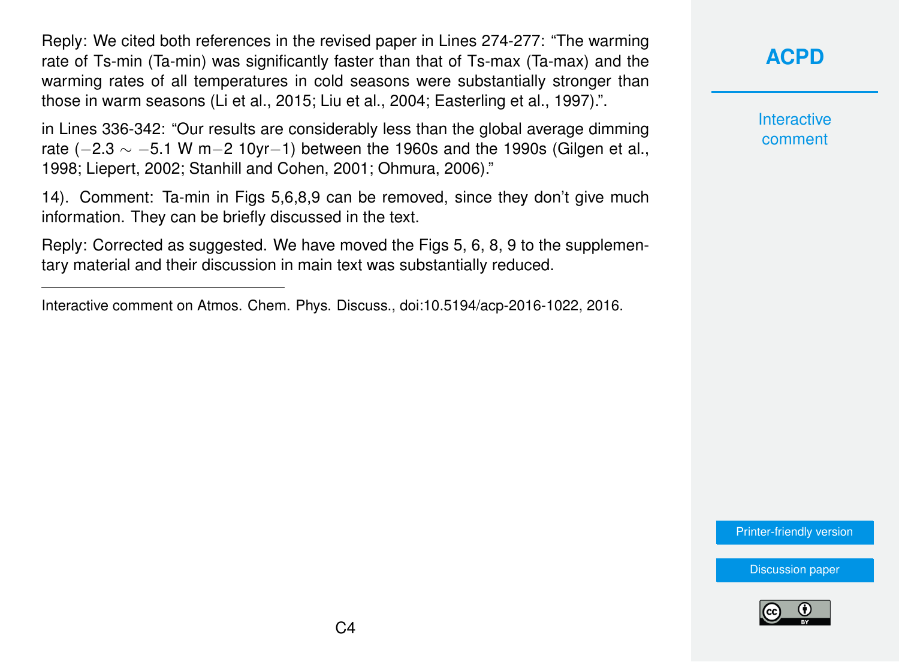Reply: We cited both references in the revised paper in Lines 274-277: "The warming rate of Ts-min (Ta-min) was significantly faster than that of Ts-max (Ta-max) and the warming rates of all temperatures in cold seasons were substantially stronger than those in warm seasons (Li et al., 2015; Liu et al., 2004; Easterling et al., 1997).".

in Lines 336-342: "Our results are considerably less than the global average dimming rate ($-2.3 \sim -5.1$ W m$-2$ 10yr$-1$) between the 1960s and the 1990s (Gilgen et al., 1998; Liepert, 2002; Stanhill and Cohen, 2001; Ohmura, 2006)."

14). Comment: Ta-min in Figs 5,6,8,9 can be removed, since they don't give much information. They can be briefly discussed in the text.

Reply: Corrected as suggested. We have moved the Figs 5, 6, 8, 9 to the supplementary material and their discussion in main text was substantially reduced.

---

Interactive comment on Atmos. Chem. Phys. Discuss., doi:10.5194/acp-2016-1022, 2016.